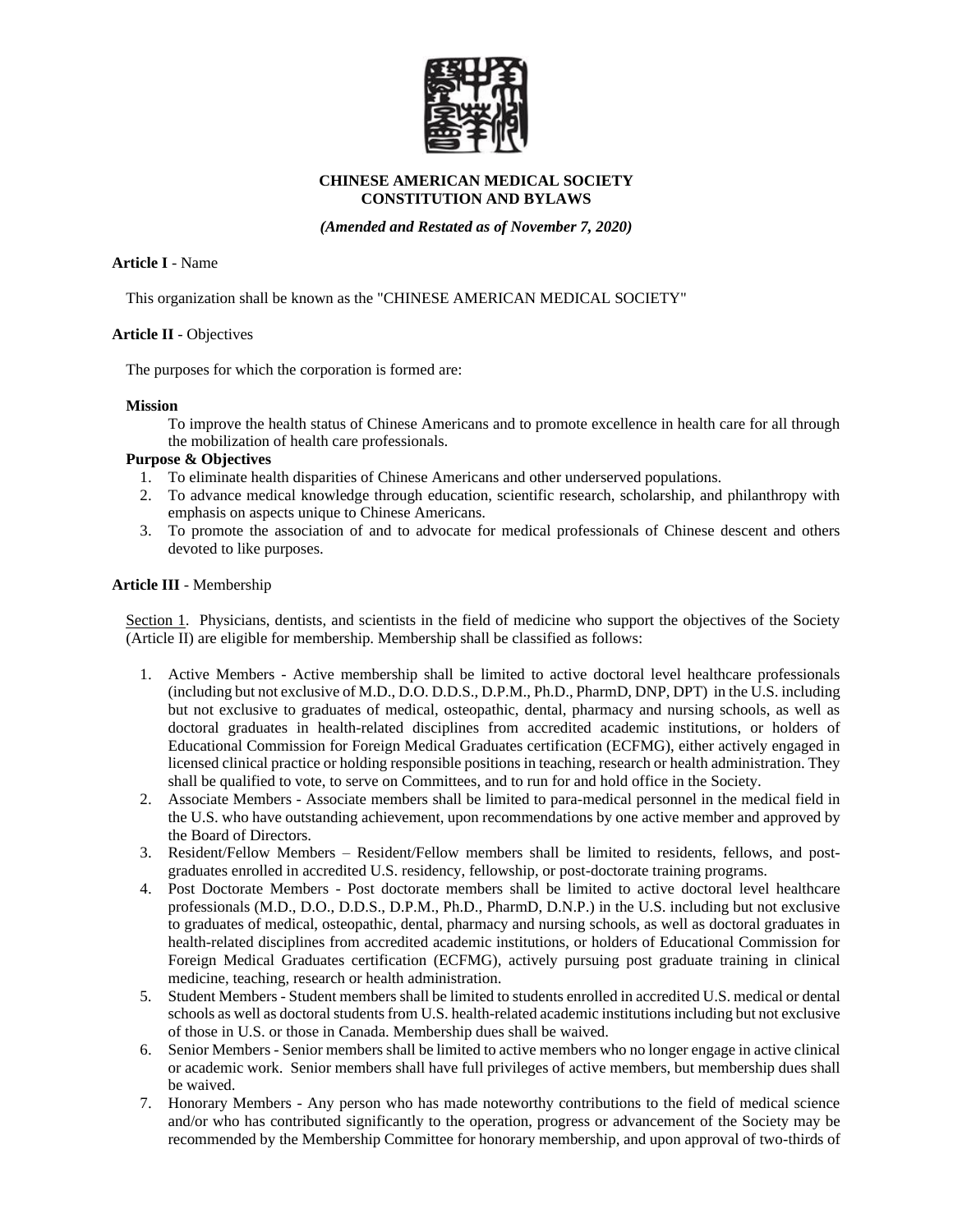**CHINESE AMERICAN MEDICAL SOCIETY**
**CONSTITUTION AND BYLAWS**

***(Amended and Restated as of November 7, 2020)***

**Article I** - Name

This organization shall be known as the "CHINESE AMERICAN MEDICAL SOCIETY"

**Article II** - Objectives

The purposes for which the corporation is formed are:

**Mission**

To improve the health status of Chinese Americans and to promote excellence in health care for all through the mobilization of health care professionals.

**Purpose & Objectives**

1. To eliminate health disparities of Chinese Americans and other underserved populations.
2. To advance medical knowledge through education, scientific research, scholarship, and philanthropy with emphasis on aspects unique to Chinese Americans.
3. To promote the association of and to advocate for medical professionals of Chinese descent and others devoted to like purposes.

**Article III** - Membership

Section 1. Physicians, dentists, and scientists in the field of medicine who support the objectives of the Society (Article II) are eligible for membership. Membership shall be classified as follows:

1. Active Members - Active membership shall be limited to active doctoral level healthcare professionals (including but not exclusive of M.D., D.O. D.D.S., D.P.M., Ph.D., PharmD, DNP, DPT) in the U.S. including but not exclusive to graduates of medical, osteopathic, dental, pharmacy and nursing schools, as well as doctoral graduates in health-related disciplines from accredited academic institutions, or holders of Educational Commission for Foreign Medical Graduates certification (ECFMG), either actively engaged in licensed clinical practice or holding responsible positions in teaching, research or health administration. They shall be qualified to vote, to serve on Committees, and to run for and hold office in the Society.
2. Associate Members - Associate members shall be limited to para-medical personnel in the medical field in the U.S. who have outstanding achievement, upon recommendations by one active member and approved by the Board of Directors.
3. Resident/Fellow Members – Resident/Fellow members shall be limited to residents, fellows, and post-graduates enrolled in accredited U.S. residency, fellowship, or post-doctorate training programs.
4. Post Doctorate Members - Post doctorate members shall be limited to active doctoral level healthcare professionals (M.D., D.O., D.D.S., D.P.M., Ph.D., PharmD, D.N.P.) in the U.S. including but not exclusive to graduates of medical, osteopathic, dental, pharmacy and nursing schools, as well as doctoral graduates in health-related disciplines from accredited academic institutions, or holders of Educational Commission for Foreign Medical Graduates certification (ECFMG), actively pursuing post graduate training in clinical medicine, teaching, research or health administration.
5. Student Members - Student members shall be limited to students enrolled in accredited U.S. medical or dental schools as well as doctoral students from U.S. health-related academic institutions including but not exclusive of those in U.S. or those in Canada. Membership dues shall be waived.
6. Senior Members - Senior members shall be limited to active members who no longer engage in active clinical or academic work. Senior members shall have full privileges of active members, but membership dues shall be waived.
7. Honorary Members - Any person who has made noteworthy contributions to the field of medical science and/or who has contributed significantly to the operation, progress or advancement of the Society may be recommended by the Membership Committee for honorary membership, and upon approval of two-thirds of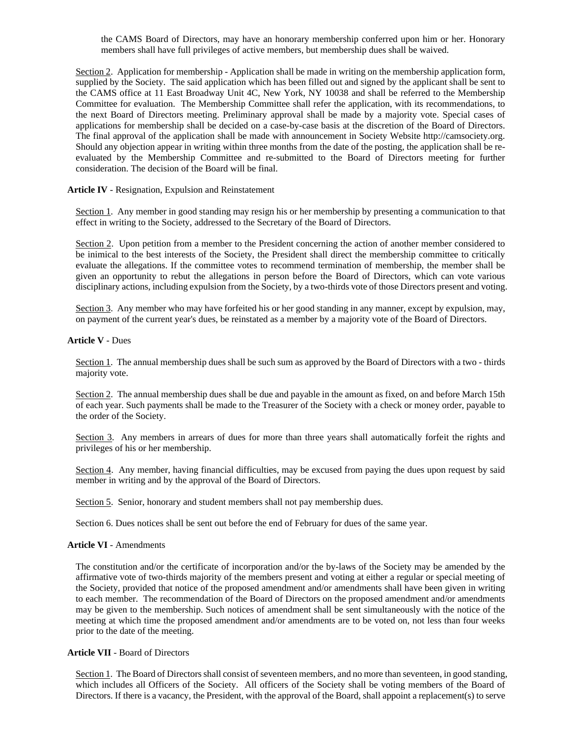the CAMS Board of Directors, may have an honorary membership conferred upon him or her. Honorary members shall have full privileges of active members, but membership dues shall be waived.

Section 2. Application for membership - Application shall be made in writing on the membership application form, supplied by the Society. The said application which has been filled out and signed by the applicant shall be sent to the CAMS office at 11 East Broadway Unit 4C, New York, NY 10038 and shall be referred to the Membership Committee for evaluation. The Membership Committee shall refer the application, with its recommendations, to the next Board of Directors meeting. Preliminary approval shall be made by a majority vote. Special cases of applications for membership shall be decided on a case-by-case basis at the discretion of the Board of Directors. The final approval of the application shall be made with announcement in Society Website http://camsociety.org. Should any objection appear in writing within three months from the date of the posting, the application shall be re-evaluated by the Membership Committee and re-submitted to the Board of Directors meeting for further consideration. The decision of the Board will be final.

**Article IV** - Resignation, Expulsion and Reinstatement

Section 1. Any member in good standing may resign his or her membership by presenting a communication to that effect in writing to the Society, addressed to the Secretary of the Board of Directors.

Section 2. Upon petition from a member to the President concerning the action of another member considered to be inimical to the best interests of the Society, the President shall direct the membership committee to critically evaluate the allegations. If the committee votes to recommend termination of membership, the member shall be given an opportunity to rebut the allegations in person before the Board of Directors, which can vote various disciplinary actions, including expulsion from the Society, by a two-thirds vote of those Directors present and voting.

Section 3. Any member who may have forfeited his or her good standing in any manner, except by expulsion, may, on payment of the current year's dues, be reinstated as a member by a majority vote of the Board of Directors.

**Article V** - Dues

Section 1. The annual membership dues shall be such sum as approved by the Board of Directors with a two - thirds majority vote.

Section 2. The annual membership dues shall be due and payable in the amount as fixed, on and before March 15th of each year. Such payments shall be made to the Treasurer of the Society with a check or money order, payable to the order of the Society.

Section 3. Any members in arrears of dues for more than three years shall automatically forfeit the rights and privileges of his or her membership.

Section 4. Any member, having financial difficulties, may be excused from paying the dues upon request by said member in writing and by the approval of the Board of Directors.

Section 5. Senior, honorary and student members shall not pay membership dues.

Section 6. Dues notices shall be sent out before the end of February for dues of the same year.

**Article VI** - Amendments

The constitution and/or the certificate of incorporation and/or the by-laws of the Society may be amended by the affirmative vote of two-thirds majority of the members present and voting at either a regular or special meeting of the Society, provided that notice of the proposed amendment and/or amendments shall have been given in writing to each member. The recommendation of the Board of Directors on the proposed amendment and/or amendments may be given to the membership. Such notices of amendment shall be sent simultaneously with the notice of the meeting at which time the proposed amendment and/or amendments are to be voted on, not less than four weeks prior to the date of the meeting.

**Article VII** - Board of Directors

Section 1. The Board of Directors shall consist of seventeen members, and no more than seventeen, in good standing, which includes all Officers of the Society. All officers of the Society shall be voting members of the Board of Directors. If there is a vacancy, the President, with the approval of the Board, shall appoint a replacement(s) to serve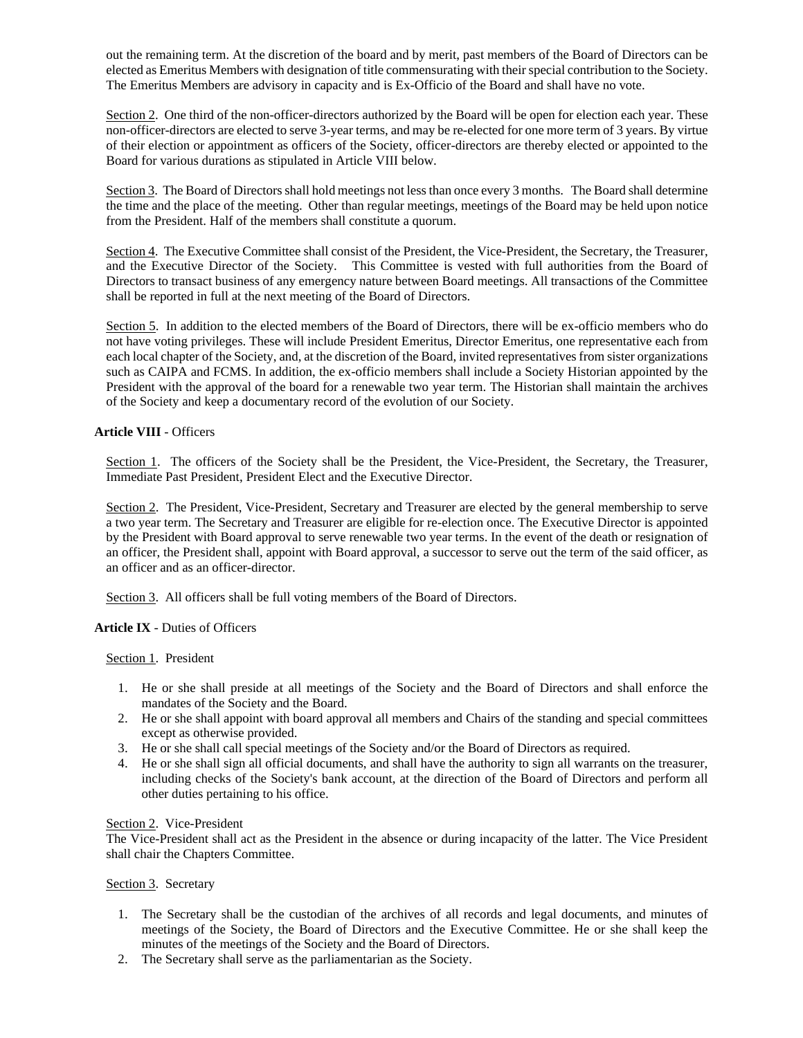out the remaining term. At the discretion of the board and by merit, past members of the Board of Directors can be elected as Emeritus Members with designation of title commensurating with their special contribution to the Society. The Emeritus Members are advisory in capacity and is Ex-Officio of the Board and shall have no vote.

Section 2. One third of the non-officer-directors authorized by the Board will be open for election each year. These non-officer-directors are elected to serve 3-year terms, and may be re-elected for one more term of 3 years. By virtue of their election or appointment as officers of the Society, officer-directors are thereby elected or appointed to the Board for various durations as stipulated in Article VIII below.

Section 3. The Board of Directors shall hold meetings not less than once every 3 months. The Board shall determine the time and the place of the meeting. Other than regular meetings, meetings of the Board may be held upon notice from the President. Half of the members shall constitute a quorum.

Section 4. The Executive Committee shall consist of the President, the Vice-President, the Secretary, the Treasurer, and the Executive Director of the Society. This Committee is vested with full authorities from the Board of Directors to transact business of any emergency nature between Board meetings. All transactions of the Committee shall be reported in full at the next meeting of the Board of Directors.

Section 5. In addition to the elected members of the Board of Directors, there will be ex-officio members who do not have voting privileges. These will include President Emeritus, Director Emeritus, one representative each from each local chapter of the Society, and, at the discretion of the Board, invited representatives from sister organizations such as CAIPA and FCMS. In addition, the ex-officio members shall include a Society Historian appointed by the President with the approval of the board for a renewable two year term. The Historian shall maintain the archives of the Society and keep a documentary record of the evolution of our Society.

**Article VIII** - Officers

Section 1. The officers of the Society shall be the President, the Vice-President, the Secretary, the Treasurer, Immediate Past President, President Elect and the Executive Director.

Section 2. The President, Vice-President, Secretary and Treasurer are elected by the general membership to serve a two year term. The Secretary and Treasurer are eligible for re-election once. The Executive Director is appointed by the President with Board approval to serve renewable two year terms. In the event of the death or resignation of an officer, the President shall, appoint with Board approval, a successor to serve out the term of the said officer, as an officer and as an officer-director.

Section 3. All officers shall be full voting members of the Board of Directors.

**Article IX** - Duties of Officers

Section 1. President

1. He or she shall preside at all meetings of the Society and the Board of Directors and shall enforce the mandates of the Society and the Board.
2. He or she shall appoint with board approval all members and Chairs of the standing and special committees except as otherwise provided.
3. He or she shall call special meetings of the Society and/or the Board of Directors as required.
4. He or she shall sign all official documents, and shall have the authority to sign all warrants on the treasurer, including checks of the Society's bank account, at the direction of the Board of Directors and perform all other duties pertaining to his office.

Section 2. Vice-President
The Vice-President shall act as the President in the absence or during incapacity of the latter. The Vice President shall chair the Chapters Committee.

Section 3. Secretary

1. The Secretary shall be the custodian of the archives of all records and legal documents, and minutes of meetings of the Society, the Board of Directors and the Executive Committee. He or she shall keep the minutes of the meetings of the Society and the Board of Directors.
2. The Secretary shall serve as the parliamentarian as the Society.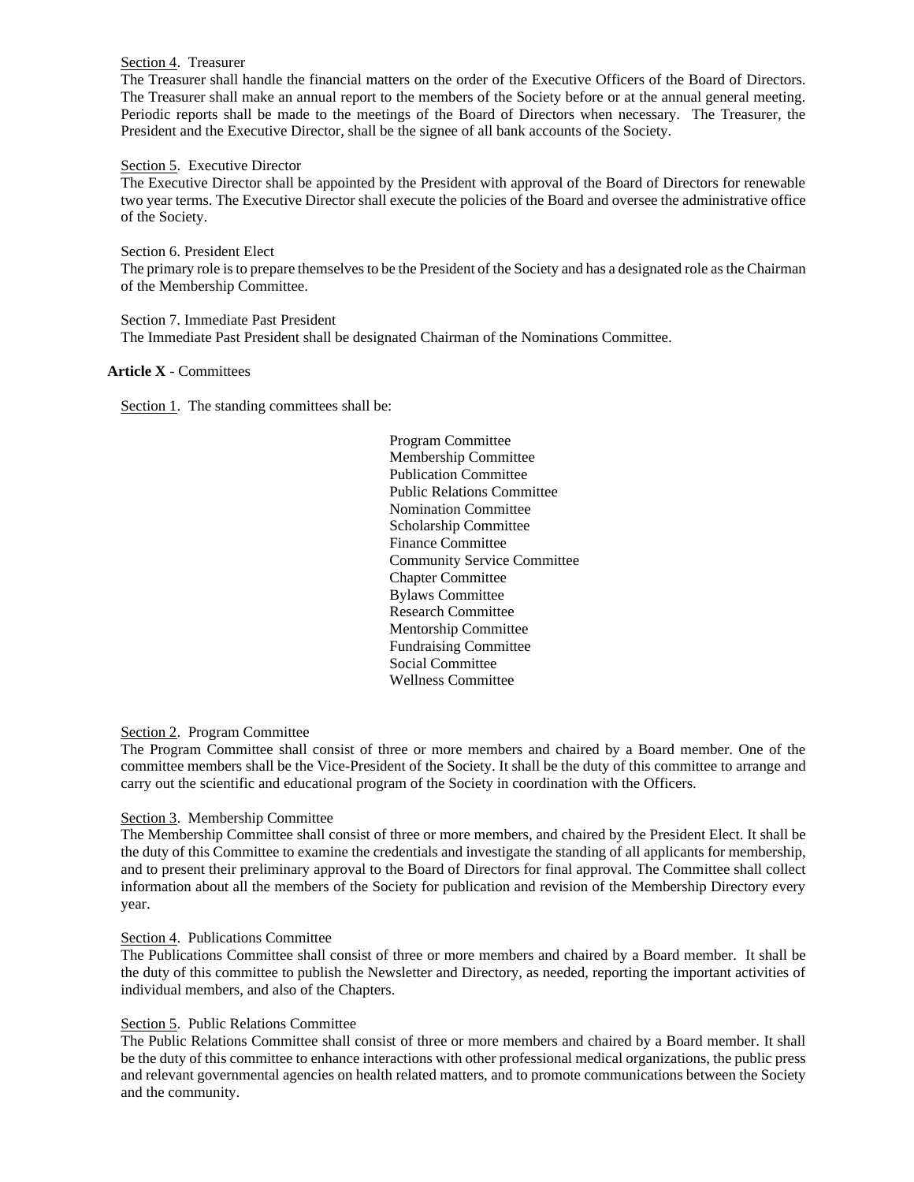Section 4. Treasurer

The Treasurer shall handle the financial matters on the order of the Executive Officers of the Board of Directors. The Treasurer shall make an annual report to the members of the Society before or at the annual general meeting. Periodic reports shall be made to the meetings of the Board of Directors when necessary. The Treasurer, the President and the Executive Director, shall be the signee of all bank accounts of the Society.

Section 5. Executive Director

The Executive Director shall be appointed by the President with approval of the Board of Directors for renewable two year terms. The Executive Director shall execute the policies of the Board and oversee the administrative office of the Society.

Section 6. President Elect

The primary role is to prepare themselves to be the President of the Society and has a designated role as the Chairman of the Membership Committee.

Section 7. Immediate Past President

The Immediate Past President shall be designated Chairman of the Nominations Committee.

**Article X** - Committees

Section 1. The standing committees shall be:

- Program Committee
- Membership Committee
- Publication Committee
- Public Relations Committee
- Nomination Committee
- Scholarship Committee
- Finance Committee
- Community Service Committee
- Chapter Committee
- Bylaws Committee
- Research Committee
- Mentorship Committee
- Fundraising Committee
- Social Committee
- Wellness Committee

Section 2. Program Committee

The Program Committee shall consist of three or more members and chaired by a Board member. One of the committee members shall be the Vice-President of the Society. It shall be the duty of this committee to arrange and carry out the scientific and educational program of the Society in coordination with the Officers.

Section 3. Membership Committee

The Membership Committee shall consist of three or more members, and chaired by the President Elect. It shall be the duty of this Committee to examine the credentials and investigate the standing of all applicants for membership, and to present their preliminary approval to the Board of Directors for final approval. The Committee shall collect information about all the members of the Society for publication and revision of the Membership Directory every year.

Section 4. Publications Committee

The Publications Committee shall consist of three or more members and chaired by a Board member. It shall be the duty of this committee to publish the Newsletter and Directory, as needed, reporting the important activities of individual members, and also of the Chapters.

Section 5. Public Relations Committee

The Public Relations Committee shall consist of three or more members and chaired by a Board member. It shall be the duty of this committee to enhance interactions with other professional medical organizations, the public press and relevant governmental agencies on health related matters, and to promote communications between the Society and the community.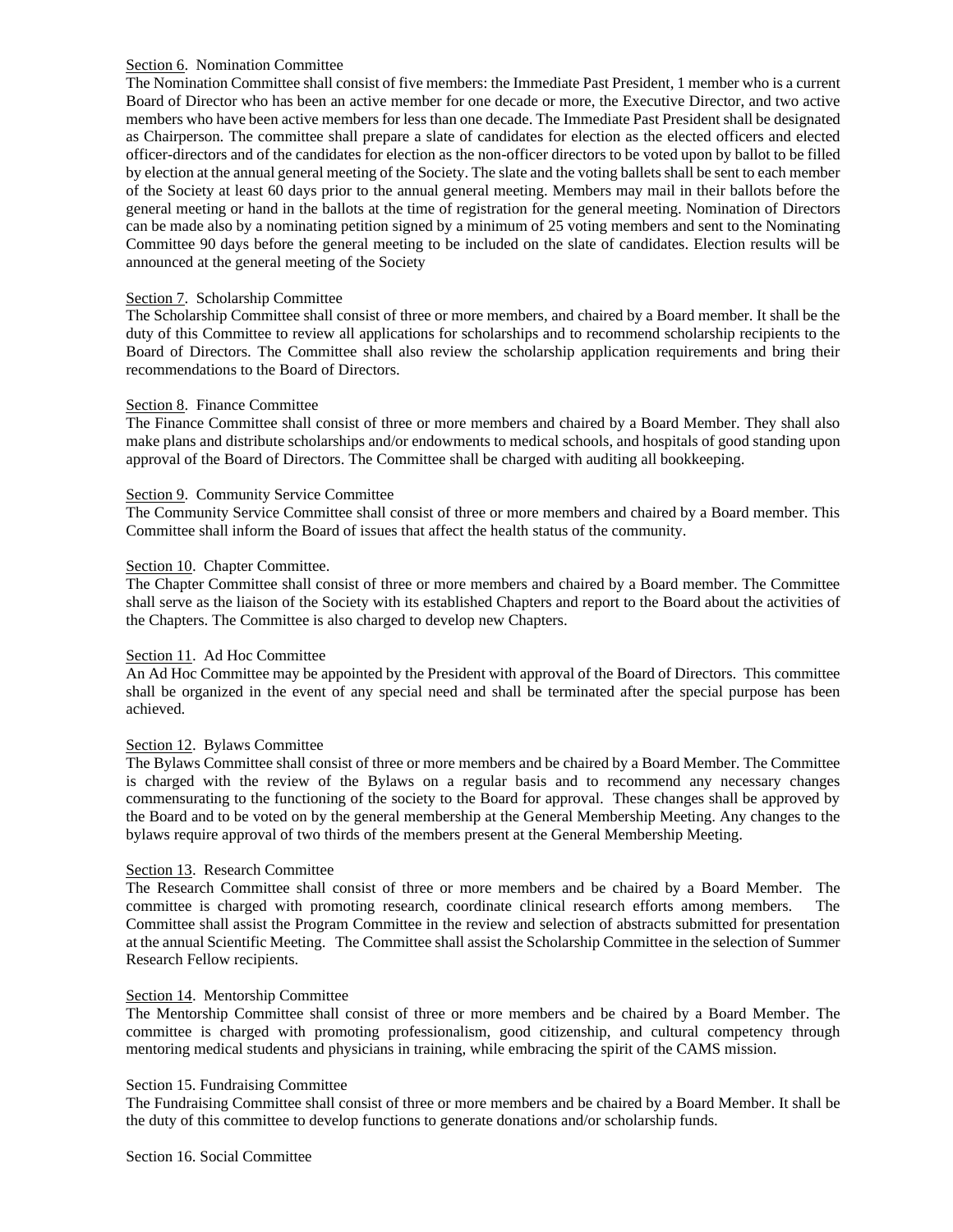Section 6. Nomination Committee

The Nomination Committee shall consist of five members: the Immediate Past President, 1 member who is a current Board of Director who has been an active member for one decade or more, the Executive Director, and two active members who have been active members for less than one decade. The Immediate Past President shall be designated as Chairperson. The committee shall prepare a slate of candidates for election as the elected officers and elected officer-directors and of the candidates for election as the non-officer directors to be voted upon by ballot to be filled by election at the annual general meeting of the Society. The slate and the voting ballets shall be sent to each member of the Society at least 60 days prior to the annual general meeting. Members may mail in their ballots before the general meeting or hand in the ballots at the time of registration for the general meeting. Nomination of Directors can be made also by a nominating petition signed by a minimum of 25 voting members and sent to the Nominating Committee 90 days before the general meeting to be included on the slate of candidates. Election results will be announced at the general meeting of the Society

Section 7. Scholarship Committee

The Scholarship Committee shall consist of three or more members, and chaired by a Board member. It shall be the duty of this Committee to review all applications for scholarships and to recommend scholarship recipients to the Board of Directors. The Committee shall also review the scholarship application requirements and bring their recommendations to the Board of Directors.

Section 8. Finance Committee

The Finance Committee shall consist of three or more members and chaired by a Board Member. They shall also make plans and distribute scholarships and/or endowments to medical schools, and hospitals of good standing upon approval of the Board of Directors. The Committee shall be charged with auditing all bookkeeping.

Section 9. Community Service Committee

The Community Service Committee shall consist of three or more members and chaired by a Board member. This Committee shall inform the Board of issues that affect the health status of the community.

Section 10. Chapter Committee.

The Chapter Committee shall consist of three or more members and chaired by a Board member. The Committee shall serve as the liaison of the Society with its established Chapters and report to the Board about the activities of the Chapters. The Committee is also charged to develop new Chapters.

Section 11. Ad Hoc Committee

An Ad Hoc Committee may be appointed by the President with approval of the Board of Directors. This committee shall be organized in the event of any special need and shall be terminated after the special purpose has been achieved.

Section 12. Bylaws Committee

The Bylaws Committee shall consist of three or more members and be chaired by a Board Member. The Committee is charged with the review of the Bylaws on a regular basis and to recommend any necessary changes commensurating to the functioning of the society to the Board for approval. These changes shall be approved by the Board and to be voted on by the general membership at the General Membership Meeting. Any changes to the bylaws require approval of two thirds of the members present at the General Membership Meeting.

Section 13. Research Committee

The Research Committee shall consist of three or more members and be chaired by a Board Member. The committee is charged with promoting research, coordinate clinical research efforts among members. The Committee shall assist the Program Committee in the review and selection of abstracts submitted for presentation at the annual Scientific Meeting. The Committee shall assist the Scholarship Committee in the selection of Summer Research Fellow recipients.

Section 14. Mentorship Committee

The Mentorship Committee shall consist of three or more members and be chaired by a Board Member. The committee is charged with promoting professionalism, good citizenship, and cultural competency through mentoring medical students and physicians in training, while embracing the spirit of the CAMS mission.

Section 15. Fundraising Committee

The Fundraising Committee shall consist of three or more members and be chaired by a Board Member. It shall be the duty of this committee to develop functions to generate donations and/or scholarship funds.

Section 16. Social Committee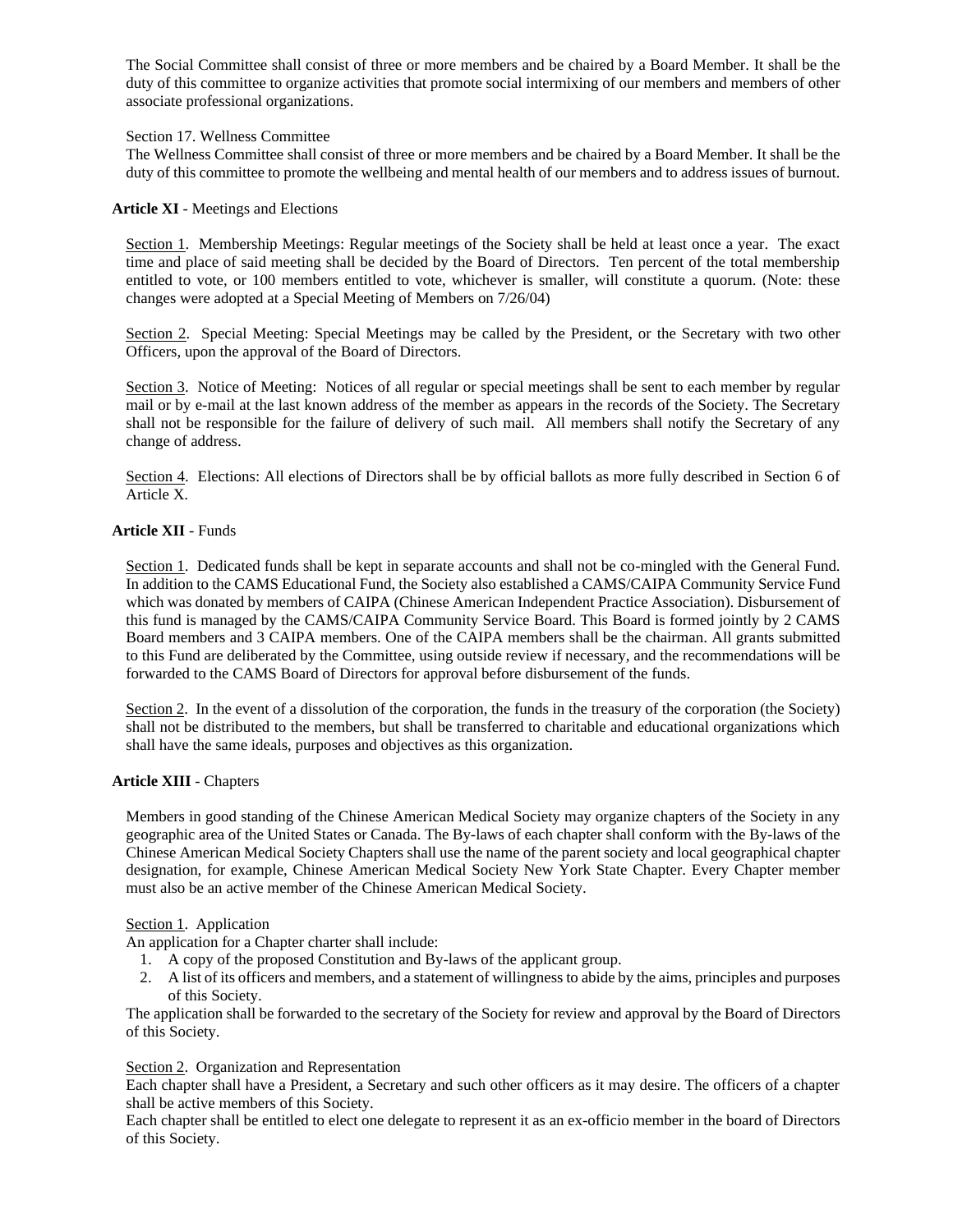The Social Committee shall consist of three or more members and be chaired by a Board Member. It shall be the duty of this committee to organize activities that promote social intermixing of our members and members of other associate professional organizations.

Section 17. Wellness Committee
The Wellness Committee shall consist of three or more members and be chaired by a Board Member. It shall be the duty of this committee to promote the wellbeing and mental health of our members and to address issues of burnout.

**Article XI** - Meetings and Elections

Section 1. Membership Meetings: Regular meetings of the Society shall be held at least once a year. The exact time and place of said meeting shall be decided by the Board of Directors. Ten percent of the total membership entitled to vote, or 100 members entitled to vote, whichever is smaller, will constitute a quorum. (Note: these changes were adopted at a Special Meeting of Members on 7/26/04)

Section 2. Special Meeting: Special Meetings may be called by the President, or the Secretary with two other Officers, upon the approval of the Board of Directors.

Section 3. Notice of Meeting: Notices of all regular or special meetings shall be sent to each member by regular mail or by e-mail at the last known address of the member as appears in the records of the Society. The Secretary shall not be responsible for the failure of delivery of such mail. All members shall notify the Secretary of any change of address.

Section 4. Elections: All elections of Directors shall be by official ballots as more fully described in Section 6 of Article X.

**Article XII** - Funds

Section 1. Dedicated funds shall be kept in separate accounts and shall not be co-mingled with the General Fund. In addition to the CAMS Educational Fund, the Society also established a CAMS/CAIPA Community Service Fund which was donated by members of CAIPA (Chinese American Independent Practice Association). Disbursement of this fund is managed by the CAMS/CAIPA Community Service Board. This Board is formed jointly by 2 CAMS Board members and 3 CAIPA members. One of the CAIPA members shall be the chairman. All grants submitted to this Fund are deliberated by the Committee, using outside review if necessary, and the recommendations will be forwarded to the CAMS Board of Directors for approval before disbursement of the funds.

Section 2. In the event of a dissolution of the corporation, the funds in the treasury of the corporation (the Society) shall not be distributed to the members, but shall be transferred to charitable and educational organizations which shall have the same ideals, purposes and objectives as this organization.

**Article XIII** - Chapters

Members in good standing of the Chinese American Medical Society may organize chapters of the Society in any geographic area of the United States or Canada. The By-laws of each chapter shall conform with the By-laws of the Chinese American Medical Society Chapters shall use the name of the parent society and local geographical chapter designation, for example, Chinese American Medical Society New York State Chapter. Every Chapter member must also be an active member of the Chinese American Medical Society.

Section 1. Application
An application for a Chapter charter shall include:

1. A copy of the proposed Constitution and By-laws of the applicant group.
2. A list of its officers and members, and a statement of willingness to abide by the aims, principles and purposes of this Society.

The application shall be forwarded to the secretary of the Society for review and approval by the Board of Directors of this Society.

Section 2. Organization and Representation
Each chapter shall have a President, a Secretary and such other officers as it may desire. The officers of a chapter shall be active members of this Society.
Each chapter shall be entitled to elect one delegate to represent it as an ex-officio member in the board of Directors of this Society.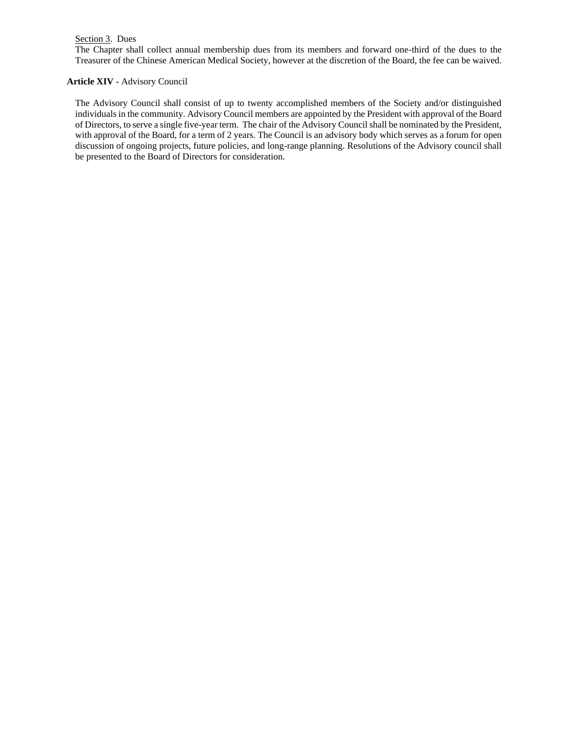<u>Section 3</u>. Dues

The Chapter shall collect annual membership dues from its members and forward one-third of the dues to the Treasurer of the Chinese American Medical Society, however at the discretion of the Board, the fee can be waived.

**Article XIV** - Advisory Council

The Advisory Council shall consist of up to twenty accomplished members of the Society and/or distinguished individuals in the community. Advisory Council members are appointed by the President with approval of the Board of Directors, to serve a single five-year term. The chair of the Advisory Council shall be nominated by the President, with approval of the Board, for a term of 2 years. The Council is an advisory body which serves as a forum for open discussion of ongoing projects, future policies, and long-range planning. Resolutions of the Advisory council shall be presented to the Board of Directors for consideration.